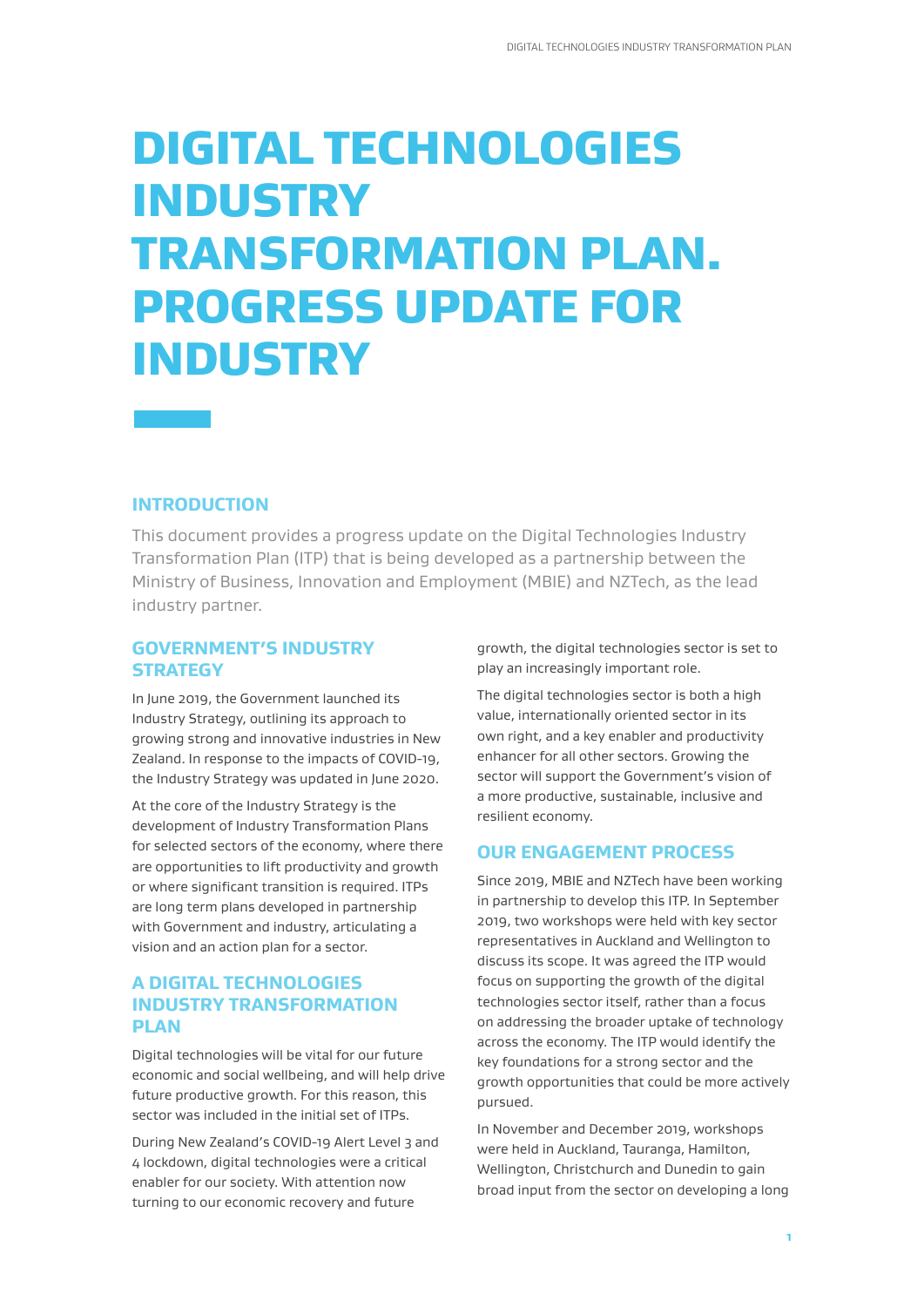# DIGITAL TECHNOLOGIES INDUSTRY TRANSFORMATION PLAN. PROGRESS UPDATE FOR INDUSTRY

## INTRODUCTION

This document provides a progress update on the Digital Technologies Industry Transformation Plan (ITP) that is being developed as a partnership between the Ministry of Business, Innovation and Employment (MBIE) and NZTech, as the lead industry partner.

### GOVERNMENT'S INDUSTRY STRATEGY

In June 2019, the Government launched its Industry Strategy, outlining its approach to growing strong and innovative industries in New Zealand. In response to the impacts of COVID-19, the Industry Strategy was updated in June 2020.

At the core of the Industry Strategy is the development of Industry Transformation Plans for selected sectors of the economy, where there are opportunities to lift productivity and growth or where significant transition is required. ITPs are long term plans developed in partnership with Government and industry, articulating a vision and an action plan for a sector.

### A DIGITAL TECHNOLOGIES INDUSTRY TRANSFORMATION PLAN

Digital technologies will be vital for our future economic and social wellbeing, and will help drive future productive growth. For this reason, this sector was included in the initial set of ITPs.

During New Zealand's COVID-19 Alert Level 3 and 4 lockdown, digital technologies were a critical enabler for our society. With attention now turning to our economic recovery and future growth, the digital technologies sector is set to play an increasingly important role.

The digital technologies sector is both a high value, internationally oriented sector in its own right, and a key enabler and productivity enhancer for all other sectors. Growing the sector will support the Government's vision of a more productive, sustainable, inclusive and resilient economy.

### OUR ENGAGEMENT PROCESS

Since 2019, MBIE and NZTech have been working in partnership to develop this ITP. In September 2019, two workshops were held with key sector representatives in Auckland and Wellington to discuss its scope. It was agreed the ITP would focus on supporting the growth of the digital technologies sector itself, rather than a focus on addressing the broader uptake of technology across the economy. The ITP would identify the key foundations for a strong sector and the growth opportunities that could be more actively pursued.

In November and December 2019, workshops were held in Auckland, Tauranga, Hamilton, Wellington, Christchurch and Dunedin to gain broad input from the sector on developing a long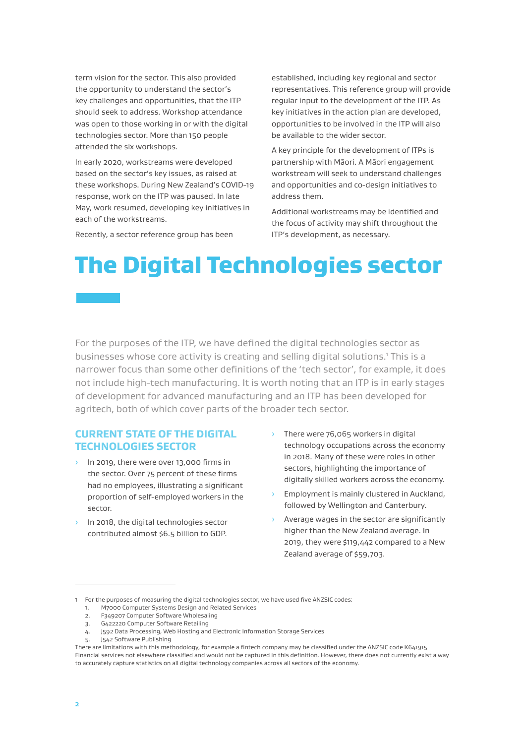term vision for the sector. This also provided the opportunity to understand the sector's key challenges and opportunities, that the ITP should seek to address. Workshop attendance was open to those working in or with the digital technologies sector. More than 150 people attended the six workshops.

In early 2020, workstreams were developed based on the sector's key issues, as raised at these workshops. During New Zealand's COVID-19 response, work on the ITP was paused. In late May, work resumed, developing key initiatives in each of the workstreams.

Recently, a sector reference group has been established, including key regional and sector representatives. This reference group will provide regular input to the development of the ITP. As key initiatives in the action plan are developed, opportunities to be involved in the ITP will also be available to the wider sector.

A key principle for the development of ITPs is partnership with Māori. A Māori engagement workstream will seek to understand challenges and opportunities and co-design initiatives to address them.

Additional workstreams may be identified and the focus of activity may shift throughout the ITP's development, as necessary.

# The Digital Technologies sector

For the purposes of the ITP, we have defined the digital technologies sector as businesses whose core activity is creating and selling digital solutions.[1] This is a narrower focus than some other definitions of the 'tech sector', for example, it does not include high-tech manufacturing. It is worth noting that an ITP is in early stages of development for advanced manufacturing and an ITP has been developed for agritech, both of which cover parts of the broader tech sector.

## CURRENT STATE OF THE DIGITAL TECHNOLOGIES SECTOR

- In 2019, there were over 13,000 firms in the sector. Over 75 percent of these firms had no employees, illustrating a significant proportion of self-employed workers in the sector.
- In 2018, the digital technologies sector contributed almost $6.5 billion to GDP.
- There were 76,065 workers in digital technology occupations across the economy in 2018. Many of these were roles in other sectors, highlighting the importance of digitally skilled workers across the economy.
- Employment is mainly clustered in Auckland, followed by Wellington and Canterbury.
- Average wages in the sector are significantly higher than the New Zealand average. In 2019, they were $119,442 compared to a New Zealand average of $59,703.

---

1 For the purposes of measuring the digital technologies sector, we have used five ANZSIC codes:

1. M7000 Computer Systems Design and Related Services
2. F349207 Computer Software Wholesaling
3. G422220 Computer Software Retailing
4. J592 Data Processing, Web Hosting and Electronic Information Storage Services
5. J542 Software Publishing

There are limitations with this methodology, for example a fintech company may be classified under the ANZSIC code K641915 Financial services not elsewhere classified and would not be captured in this definition. However, there does not currently exist a way to accurately capture statistics on all digital technology companies across all sectors of the economy.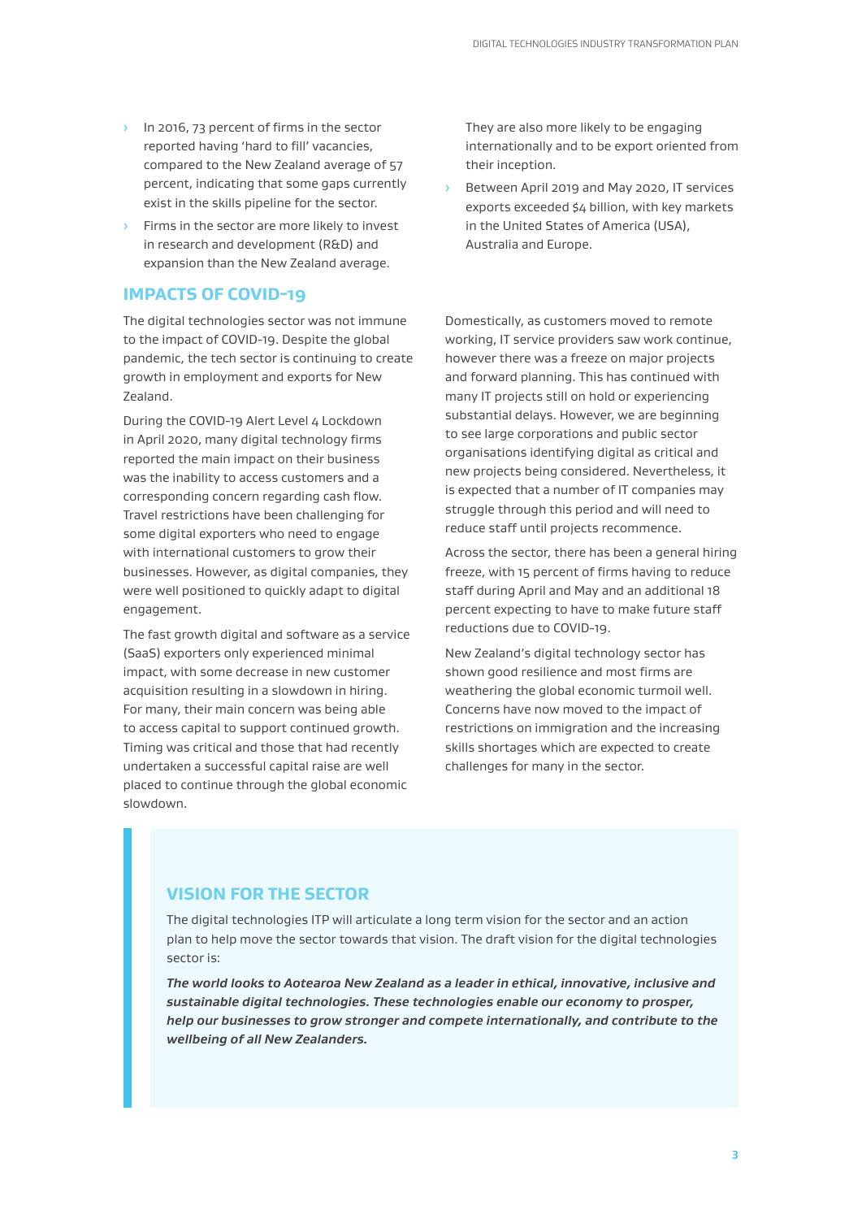- In 2016, 73 percent of firms in the sector reported having 'hard to fill' vacancies, compared to the New Zealand average of 57 percent, indicating that some gaps currently exist in the skills pipeline for the sector.
- Firms in the sector are more likely to invest in research and development (R&D) and expansion than the New Zealand average. They are also more likely to be engaging internationally and to be export oriented from their inception.
- Between April 2019 and May 2020, IT services exports exceeded $4 billion, with key markets in the United States of America (USA), Australia and Europe.

## IMPACTS OF COVID-19

The digital technologies sector was not immune to the impact of COVID-19. Despite the global pandemic, the tech sector is continuing to create growth in employment and exports for New Zealand.

During the COVID-19 Alert Level 4 Lockdown in April 2020, many digital technology firms reported the main impact on their business was the inability to access customers and a corresponding concern regarding cash flow. Travel restrictions have been challenging for some digital exporters who need to engage with international customers to grow their businesses. However, as digital companies, they were well positioned to quickly adapt to digital engagement.

The fast growth digital and software as a service (SaaS) exporters only experienced minimal impact, with some decrease in new customer acquisition resulting in a slowdown in hiring. For many, their main concern was being able to access capital to support continued growth. Timing was critical and those that had recently undertaken a successful capital raise are well placed to continue through the global economic slowdown.

Domestically, as customers moved to remote working, IT service providers saw work continue, however there was a freeze on major projects and forward planning. This has continued with many IT projects still on hold or experiencing substantial delays. However, we are beginning to see large corporations and public sector organisations identifying digital as critical and new projects being considered. Nevertheless, it is expected that a number of IT companies may struggle through this period and will need to reduce staff until projects recommence.

Across the sector, there has been a general hiring freeze, with 15 percent of firms having to reduce staff during April and May and an additional 18 percent expecting to have to make future staff reductions due to COVID-19.

New Zealand's digital technology sector has shown good resilience and most firms are weathering the global economic turmoil well. Concerns have now moved to the impact of restrictions on immigration and the increasing skills shortages which are expected to create challenges for many in the sector.

## VISION FOR THE SECTOR

The digital technologies ITP will articulate a long term vision for the sector and an action plan to help move the sector towards that vision. The draft vision for the digital technologies sector is:

***The world looks to Aotearoa New Zealand as a leader in ethical, innovative, inclusive and sustainable digital technologies. These technologies enable our economy to prosper, help our businesses to grow stronger and compete internationally, and contribute to the wellbeing of all New Zealanders.***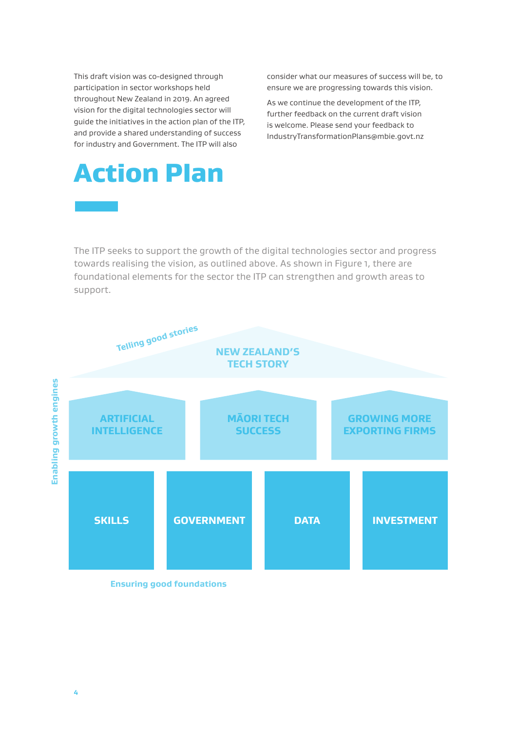This draft vision was co-designed through participation in sector workshops held throughout New Zealand in 2019. An agreed vision for the digital technologies sector will guide the initiatives in the action plan of the ITP, and provide a shared understanding of success for industry and Government. The ITP will also consider what our measures of success will be, to ensure we are progressing towards this vision.

As we continue the development of the ITP, further feedback on the current draft vision is welcome. Please send your feedback to IndustryTransformationPlans@mbie.govt.nz

# Action Plan

The ITP seeks to support the growth of the digital technologies sector and progress towards realising the vision, as outlined above. As shown in Figure 1, there are foundational elements for the sector the ITP can strengthen and growth areas to support.

Telling good stories

NEW ZEALAND'S TECH STORY

Enabling growth engines

ARTIFICIAL INTELLIGENCE

MĀORI TECH SUCCESS

GROWING MORE EXPORTING FIRMS

SKILLS

GOVERNMENT

DATA

INVESTMENT

Ensuring good foundations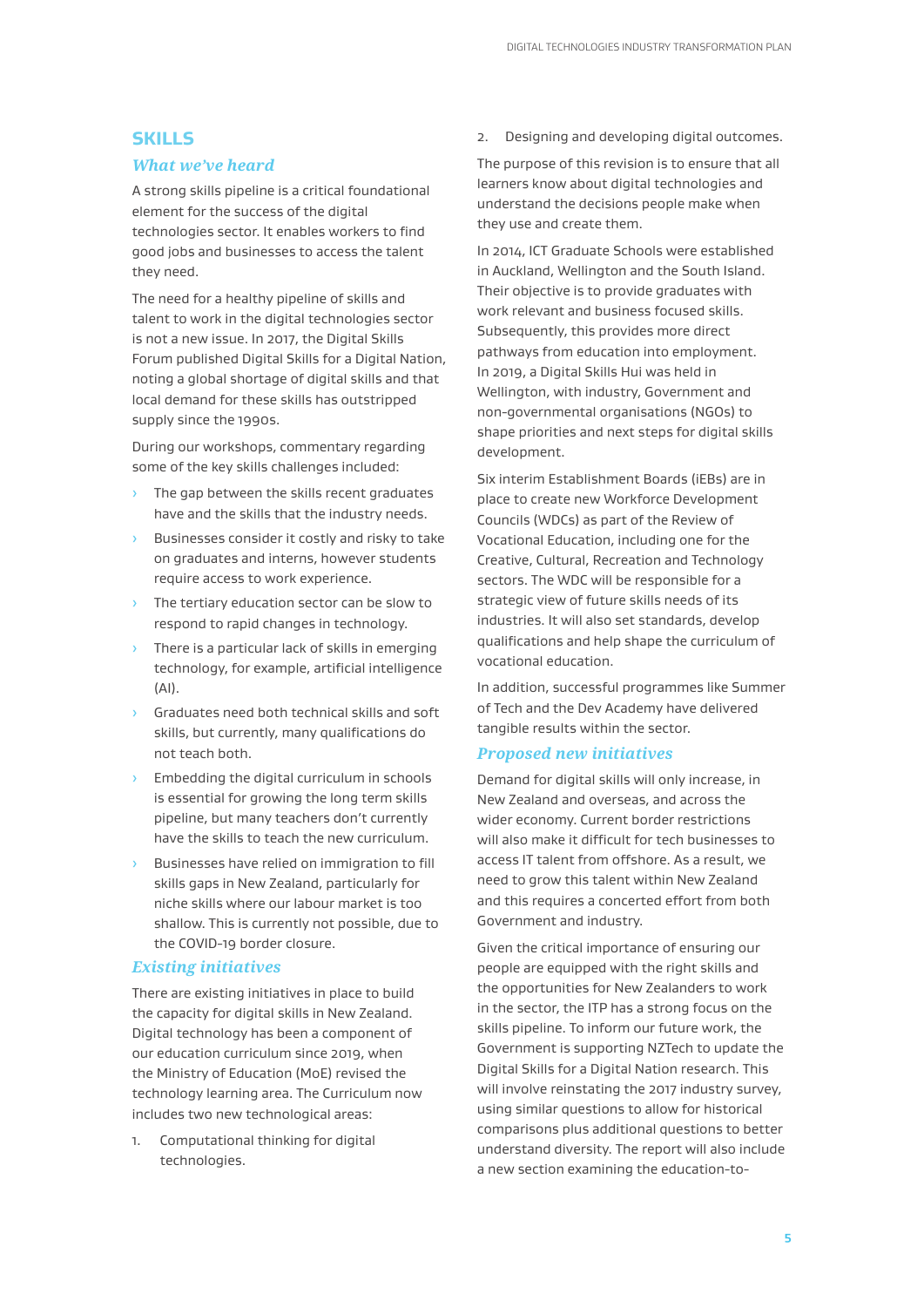## SKILLS

### *What we've heard*

A strong skills pipeline is a critical foundational element for the success of the digital technologies sector. It enables workers to find good jobs and businesses to access the talent they need.

The need for a healthy pipeline of skills and talent to work in the digital technologies sector is not a new issue. In 2017, the Digital Skills Forum published Digital Skills for a Digital Nation, noting a global shortage of digital skills and that local demand for these skills has outstripped supply since the 1990s.

During our workshops, commentary regarding some of the key skills challenges included:

- The gap between the skills recent graduates have and the skills that the industry needs.
- Businesses consider it costly and risky to take on graduates and interns, however students require access to work experience.
- The tertiary education sector can be slow to respond to rapid changes in technology.
- There is a particular lack of skills in emerging technology, for example, artificial intelligence (AI).
- Graduates need both technical skills and soft skills, but currently, many qualifications do not teach both.
- Embedding the digital curriculum in schools is essential for growing the long term skills pipeline, but many teachers don't currently have the skills to teach the new curriculum.
- Businesses have relied on immigration to fill skills gaps in New Zealand, particularly for niche skills where our labour market is too shallow. This is currently not possible, due to the COVID-19 border closure.

### *Existing initiatives*

There are existing initiatives in place to build the capacity for digital skills in New Zealand. Digital technology has been a component of our education curriculum since 2019, when the Ministry of Education (MoE) revised the technology learning area. The Curriculum now includes two new technological areas:

1. Computational thinking for digital technologies.
2. Designing and developing digital outcomes.

The purpose of this revision is to ensure that all learners know about digital technologies and understand the decisions people make when they use and create them.

In 2014, ICT Graduate Schools were established in Auckland, Wellington and the South Island. Their objective is to provide graduates with work relevant and business focused skills. Subsequently, this provides more direct pathways from education into employment. In 2019, a Digital Skills Hui was held in Wellington, with industry, Government and non-governmental organisations (NGOs) to shape priorities and next steps for digital skills development.

Six interim Establishment Boards (iEBs) are in place to create new Workforce Development Councils (WDCs) as part of the Review of Vocational Education, including one for the Creative, Cultural, Recreation and Technology sectors. The WDC will be responsible for a strategic view of future skills needs of its industries. It will also set standards, develop qualifications and help shape the curriculum of vocational education.

In addition, successful programmes like Summer of Tech and the Dev Academy have delivered tangible results within the sector.

### *Proposed new initiatives*

Demand for digital skills will only increase, in New Zealand and overseas, and across the wider economy. Current border restrictions will also make it difficult for tech businesses to access IT talent from offshore. As a result, we need to grow this talent within New Zealand and this requires a concerted effort from both Government and industry.

Given the critical importance of ensuring our people are equipped with the right skills and the opportunities for New Zealanders to work in the sector, the ITP has a strong focus on the skills pipeline. To inform our future work, the Government is supporting NZTech to update the Digital Skills for a Digital Nation research. This will involve reinstating the 2017 industry survey, using similar questions to allow for historical comparisons plus additional questions to better understand diversity. The report will also include a new section examining the education-to-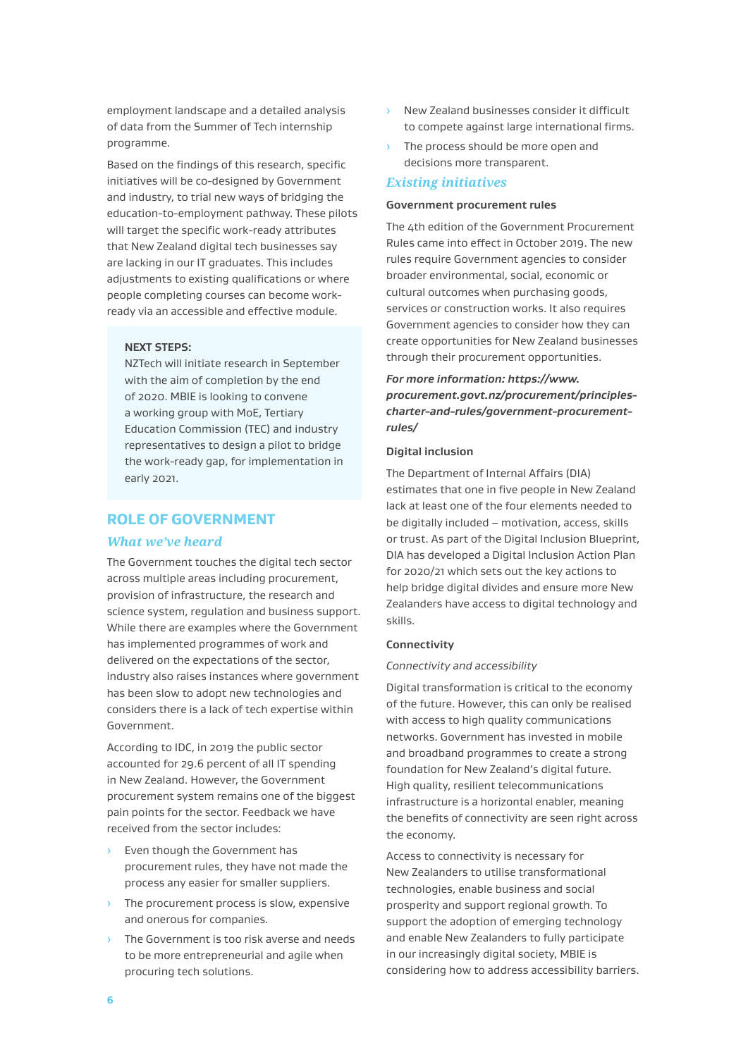employment landscape and a detailed analysis of data from the Summer of Tech internship programme.

Based on the findings of this research, specific initiatives will be co-designed by Government and industry, to trial new ways of bridging the education-to-employment pathway. These pilots will target the specific work-ready attributes that New Zealand digital tech businesses say are lacking in our IT graduates. This includes adjustments to existing qualifications or where people completing courses can become work-ready via an accessible and effective module.

> **NEXT STEPS:**
> NZTech will initiate research in September with the aim of completion by the end of 2020. MBIE is looking to convene a working group with MoE, Tertiary Education Commission (TEC) and industry representatives to design a pilot to bridge the work-ready gap, for implementation in early 2021.

## ROLE OF GOVERNMENT

### *What we've heard*

The Government touches the digital tech sector across multiple areas including procurement, provision of infrastructure, the research and science system, regulation and business support. While there are examples where the Government has implemented programmes of work and delivered on the expectations of the sector, industry also raises instances where government has been slow to adopt new technologies and considers there is a lack of tech expertise within Government.

According to IDC, in 2019 the public sector accounted for 29.6 percent of all IT spending in New Zealand. However, the Government procurement system remains one of the biggest pain points for the sector. Feedback we have received from the sector includes:

- Even though the Government has procurement rules, they have not made the process any easier for smaller suppliers.
- The procurement process is slow, expensive and onerous for companies.
- The Government is too risk averse and needs to be more entrepreneurial and agile when procuring tech solutions.
- New Zealand businesses consider it difficult to compete against large international firms.
- The process should be more open and decisions more transparent.

### *Existing initiatives*

**Government procurement rules**

The 4th edition of the Government Procurement Rules came into effect in October 2019. The new rules require Government agencies to consider broader environmental, social, economic or cultural outcomes when purchasing goods, services or construction works. It also requires Government agencies to consider how they can create opportunities for New Zealand businesses through their procurement opportunities.

***For more information: https://www.procurement.govt.nz/procurement/principles-charter-and-rules/government-procurement-rules/***

**Digital inclusion**

The Department of Internal Affairs (DIA) estimates that one in five people in New Zealand lack at least one of the four elements needed to be digitally included – motivation, access, skills or trust. As part of the Digital Inclusion Blueprint, DIA has developed a Digital Inclusion Action Plan for 2020/21 which sets out the key actions to help bridge digital divides and ensure more New Zealanders have access to digital technology and skills.

**Connectivity**

*Connectivity and accessibility*

Digital transformation is critical to the economy of the future. However, this can only be realised with access to high quality communications networks. Government has invested in mobile and broadband programmes to create a strong foundation for New Zealand's digital future. High quality, resilient telecommunications infrastructure is a horizontal enabler, meaning the benefits of connectivity are seen right across the economy.

Access to connectivity is necessary for New Zealanders to utilise transformational technologies, enable business and social prosperity and support regional growth. To support the adoption of emerging technology and enable New Zealanders to fully participate in our increasingly digital society, MBIE is considering how to address accessibility barriers.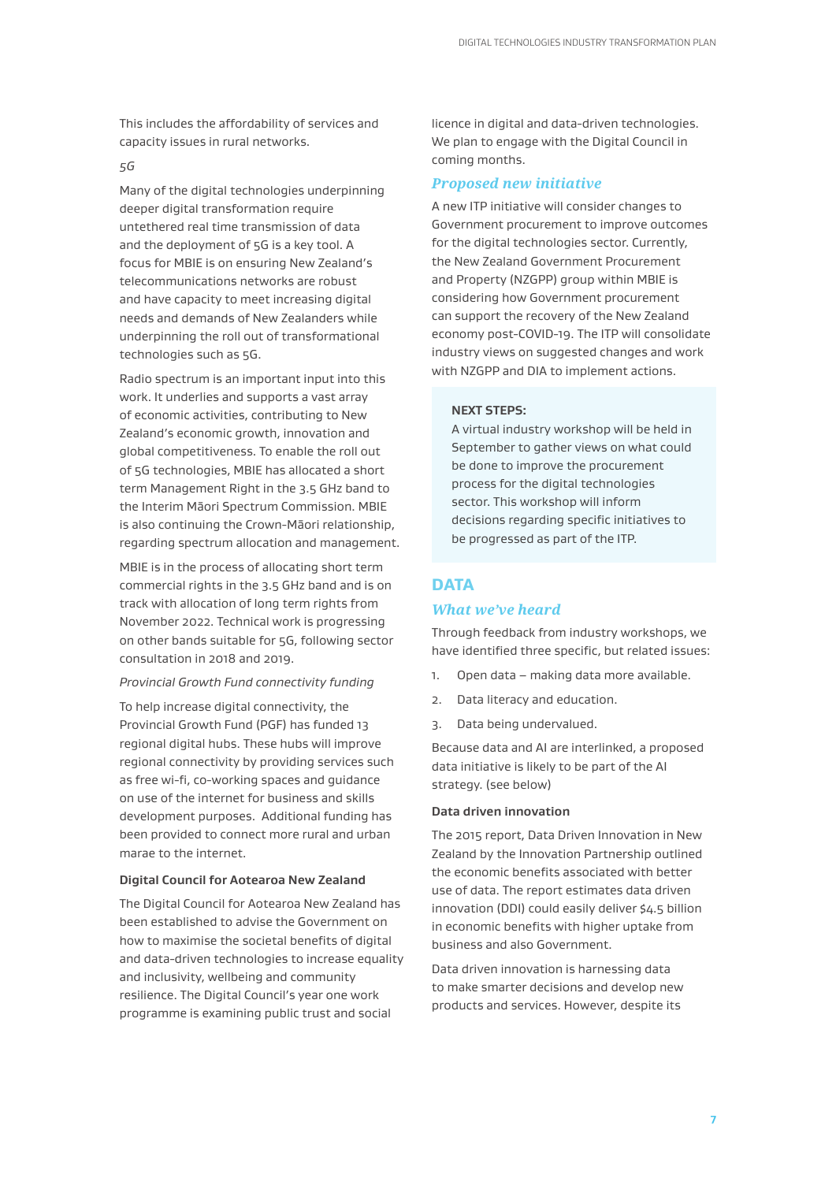This includes the affordability of services and capacity issues in rural networks.

*5G*

Many of the digital technologies underpinning deeper digital transformation require untethered real time transmission of data and the deployment of 5G is a key tool. A focus for MBIE is on ensuring New Zealand's telecommunications networks are robust and have capacity to meet increasing digital needs and demands of New Zealanders while underpinning the roll out of transformational technologies such as 5G.

Radio spectrum is an important input into this work. It underlies and supports a vast array of economic activities, contributing to New Zealand's economic growth, innovation and global competitiveness. To enable the roll out of 5G technologies, MBIE has allocated a short term Management Right in the 3.5 GHz band to the Interim Māori Spectrum Commission. MBIE is also continuing the Crown-Māori relationship, regarding spectrum allocation and management.

MBIE is in the process of allocating short term commercial rights in the 3.5 GHz band and is on track with allocation of long term rights from November 2022. Technical work is progressing on other bands suitable for 5G, following sector consultation in 2018 and 2019.

*Provincial Growth Fund connectivity funding*

To help increase digital connectivity, the Provincial Growth Fund (PGF) has funded 13 regional digital hubs. These hubs will improve regional connectivity by providing services such as free wi-fi, co-working spaces and guidance on use of the internet for business and skills development purposes. Additional funding has been provided to connect more rural and urban marae to the internet.

**Digital Council for Aotearoa New Zealand**

The Digital Council for Aotearoa New Zealand has been established to advise the Government on how to maximise the societal benefits of digital and data-driven technologies to increase equality and inclusivity, wellbeing and community resilience. The Digital Council's year one work programme is examining public trust and social licence in digital and data-driven technologies. We plan to engage with the Digital Council in coming months.

### *Proposed new initiative*

A new ITP initiative will consider changes to Government procurement to improve outcomes for the digital technologies sector. Currently, the New Zealand Government Procurement and Property (NZGPP) group within MBIE is considering how Government procurement can support the recovery of the New Zealand economy post-COVID-19. The ITP will consolidate industry views on suggested changes and work with NZGPP and DIA to implement actions.

> **NEXT STEPS:**
> A virtual industry workshop will be held in September to gather views on what could be done to improve the procurement process for the digital technologies sector. This workshop will inform decisions regarding specific initiatives to be progressed as part of the ITP.

## DATA

### *What we've heard*

Through feedback from industry workshops, we have identified three specific, but related issues:

1. Open data – making data more available.
2. Data literacy and education.
3. Data being undervalued.

Because data and AI are interlinked, a proposed data initiative is likely to be part of the AI strategy. (see below)

**Data driven innovation**

The 2015 report, Data Driven Innovation in New Zealand by the Innovation Partnership outlined the economic benefits associated with better use of data. The report estimates data driven innovation (DDI) could easily deliver $4.5 billion in economic benefits with higher uptake from business and also Government.

Data driven innovation is harnessing data to make smarter decisions and develop new products and services. However, despite its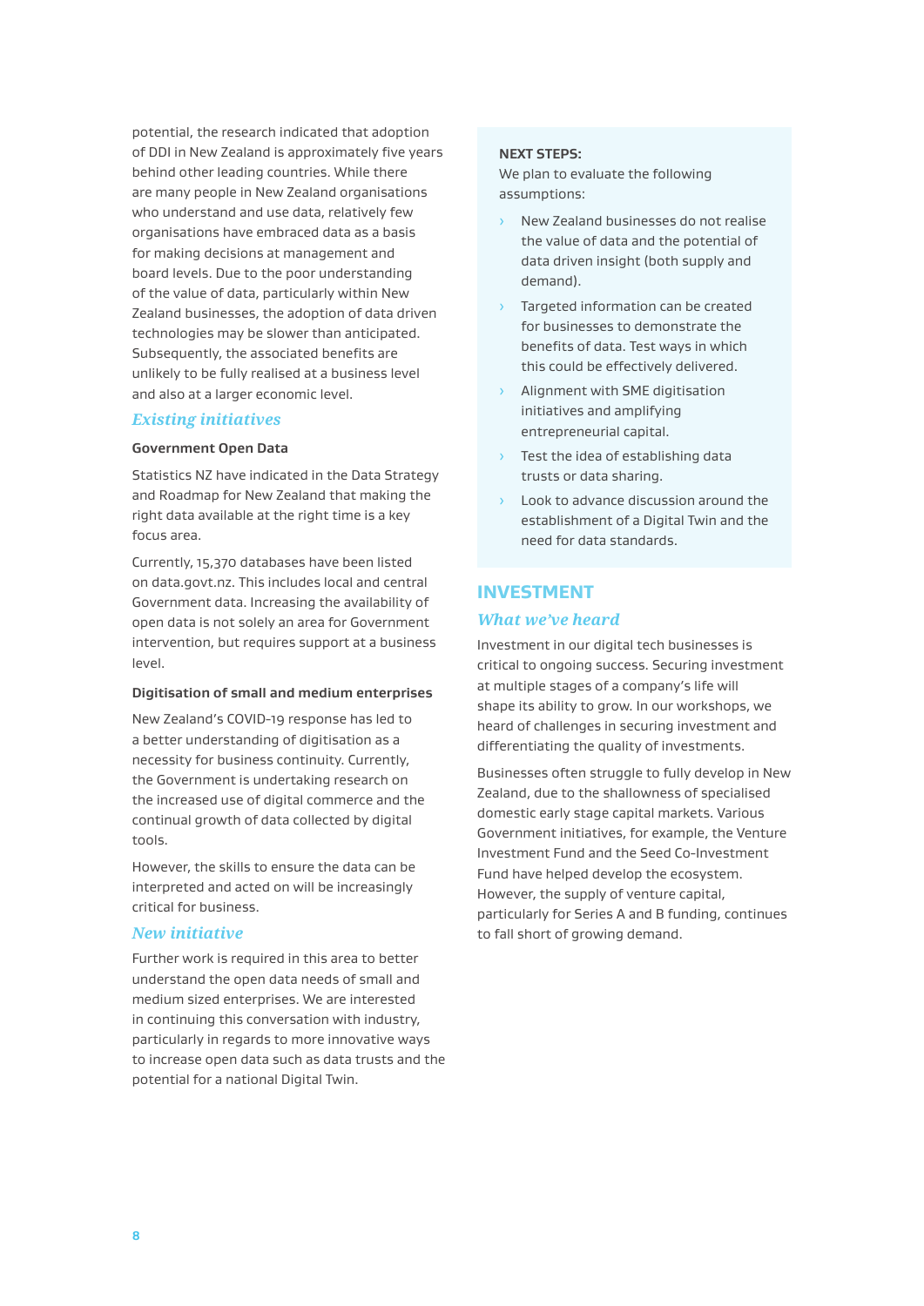potential, the research indicated that adoption of DDI in New Zealand is approximately five years behind other leading countries. While there are many people in New Zealand organisations who understand and use data, relatively few organisations have embraced data as a basis for making decisions at management and board levels. Due to the poor understanding of the value of data, particularly within New Zealand businesses, the adoption of data driven technologies may be slower than anticipated. Subsequently, the associated benefits are unlikely to be fully realised at a business level and also at a larger economic level.

### *Existing initiatives*

#### Government Open Data

Statistics NZ have indicated in the Data Strategy and Roadmap for New Zealand that making the right data available at the right time is a key focus area.

Currently, 15,370 databases have been listed on data.govt.nz. This includes local and central Government data. Increasing the availability of open data is not solely an area for Government intervention, but requires support at a business level.

#### Digitisation of small and medium enterprises

New Zealand's COVID-19 response has led to a better understanding of digitisation as a necessity for business continuity. Currently, the Government is undertaking research on the increased use of digital commerce and the continual growth of data collected by digital tools.

However, the skills to ensure the data can be interpreted and acted on will be increasingly critical for business.

### *New initiative*

Further work is required in this area to better understand the open data needs of small and medium sized enterprises. We are interested in continuing this conversation with industry, particularly in regards to more innovative ways to increase open data such as data trusts and the potential for a national Digital Twin.

**NEXT STEPS:**
We plan to evaluate the following assumptions:

- New Zealand businesses do not realise the value of data and the potential of data driven insight (both supply and demand).
- Targeted information can be created for businesses to demonstrate the benefits of data. Test ways in which this could be effectively delivered.
- Alignment with SME digitisation initiatives and amplifying entrepreneurial capital.
- Test the idea of establishing data trusts or data sharing.
- Look to advance discussion around the establishment of a Digital Twin and the need for data standards.

## INVESTMENT

### *What we've heard*

Investment in our digital tech businesses is critical to ongoing success. Securing investment at multiple stages of a company's life will shape its ability to grow. In our workshops, we heard of challenges in securing investment and differentiating the quality of investments.

Businesses often struggle to fully develop in New Zealand, due to the shallowness of specialised domestic early stage capital markets. Various Government initiatives, for example, the Venture Investment Fund and the Seed Co-Investment Fund have helped develop the ecosystem. However, the supply of venture capital, particularly for Series A and B funding, continues to fall short of growing demand.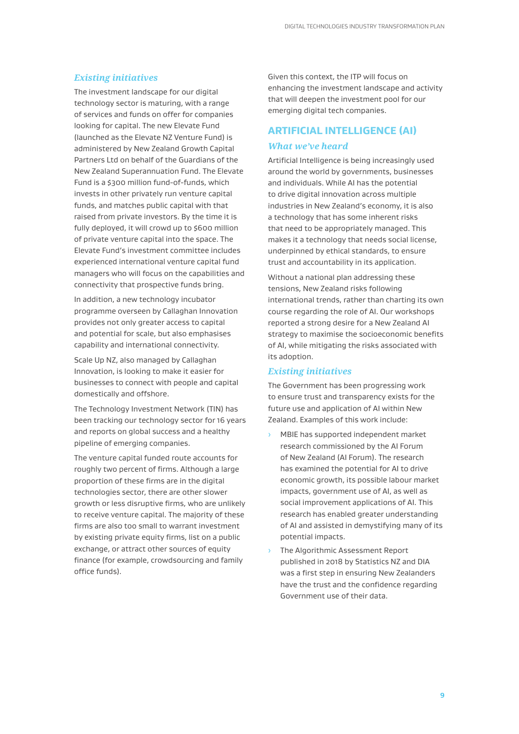### *Existing initiatives*

The investment landscape for our digital technology sector is maturing, with a range of services and funds on offer for companies looking for capital. The new Elevate Fund (launched as the Elevate NZ Venture Fund) is administered by New Zealand Growth Capital Partners Ltd on behalf of the Guardians of the New Zealand Superannuation Fund. The Elevate Fund is a $300 million fund-of-funds, which invests in other privately run venture capital funds, and matches public capital with that raised from private investors. By the time it is fully deployed, it will crowd up to $600 million of private venture capital into the space. The Elevate Fund's investment committee includes experienced international venture capital fund managers who will focus on the capabilities and connectivity that prospective funds bring.

In addition, a new technology incubator programme overseen by Callaghan Innovation provides not only greater access to capital and potential for scale, but also emphasises capability and international connectivity.

Scale Up NZ, also managed by Callaghan Innovation, is looking to make it easier for businesses to connect with people and capital domestically and offshore.

The Technology Investment Network (TIN) has been tracking our technology sector for 16 years and reports on global success and a healthy pipeline of emerging companies.

The venture capital funded route accounts for roughly two percent of firms. Although a large proportion of these firms are in the digital technologies sector, there are other slower growth or less disruptive firms, who are unlikely to receive venture capital. The majority of these firms are also too small to warrant investment by existing private equity firms, list on a public exchange, or attract other sources of equity finance (for example, crowdsourcing and family office funds).

Given this context, the ITP will focus on enhancing the investment landscape and activity that will deepen the investment pool for our emerging digital tech companies.

## ARTIFICIAL INTELLIGENCE (AI)

### *What we've heard*

Artificial Intelligence is being increasingly used around the world by governments, businesses and individuals. While AI has the potential to drive digital innovation across multiple industries in New Zealand's economy, it is also a technology that has some inherent risks that need to be appropriately managed. This makes it a technology that needs social license, underpinned by ethical standards, to ensure trust and accountability in its application.

Without a national plan addressing these tensions, New Zealand risks following international trends, rather than charting its own course regarding the role of AI. Our workshops reported a strong desire for a New Zealand AI strategy to maximise the socioeconomic benefits of AI, while mitigating the risks associated with its adoption.

### *Existing initiatives*

The Government has been progressing work to ensure trust and transparency exists for the future use and application of AI within New Zealand. Examples of this work include:

- MBIE has supported independent market research commissioned by the AI Forum of New Zealand (AI Forum). The research has examined the potential for AI to drive economic growth, its possible labour market impacts, government use of AI, as well as social improvement applications of AI. This research has enabled greater understanding of AI and assisted in demystifying many of its potential impacts.
- The Algorithmic Assessment Report published in 2018 by Statistics NZ and DIA was a first step in ensuring New Zealanders have the trust and the confidence regarding Government use of their data.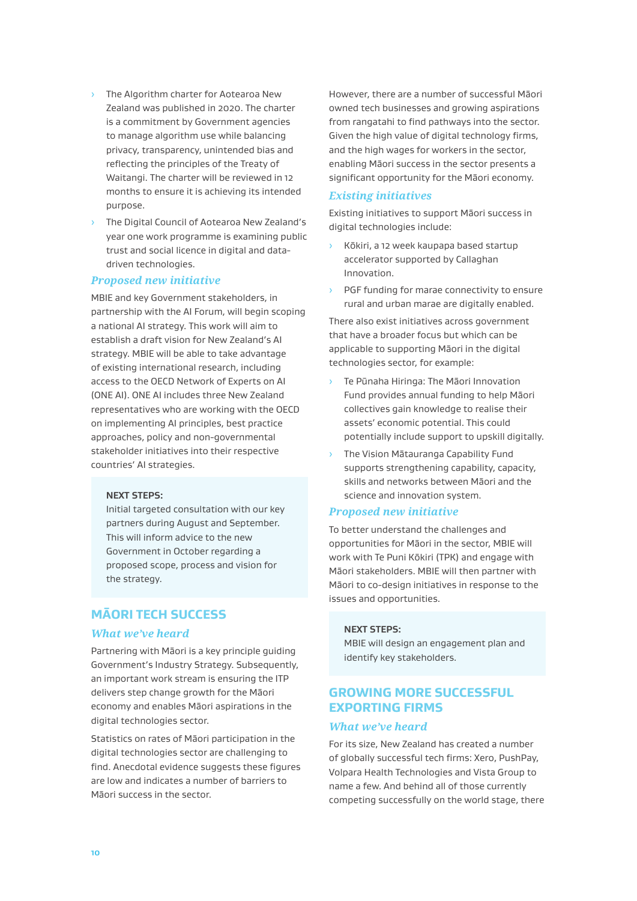- The Algorithm charter for Aotearoa New Zealand was published in 2020. The charter is a commitment by Government agencies to manage algorithm use while balancing privacy, transparency, unintended bias and reflecting the principles of the Treaty of Waitangi. The charter will be reviewed in 12 months to ensure it is achieving its intended purpose.
- The Digital Council of Aotearoa New Zealand's year one work programme is examining public trust and social licence in digital and data-driven technologies.

### *Proposed new initiative*

MBIE and key Government stakeholders, in partnership with the AI Forum, will begin scoping a national AI strategy. This work will aim to establish a draft vision for New Zealand's AI strategy. MBIE will be able to take advantage of existing international research, including access to the OECD Network of Experts on AI (ONE AI). ONE AI includes three New Zealand representatives who are working with the OECD on implementing AI principles, best practice approaches, policy and non-governmental stakeholder initiatives into their respective countries' AI strategies.

**NEXT STEPS:**
Initial targeted consultation with our key partners during August and September. This will inform advice to the new Government in October regarding a proposed scope, process and vision for the strategy.

## MĀORI TECH SUCCESS

### *What we've heard*

Partnering with Māori is a key principle guiding Government's Industry Strategy. Subsequently, an important work stream is ensuring the ITP delivers step change growth for the Māori economy and enables Māori aspirations in the digital technologies sector.

Statistics on rates of Māori participation in the digital technologies sector are challenging to find. Anecdotal evidence suggests these figures are low and indicates a number of barriers to Māori success in the sector.

However, there are a number of successful Māori owned tech businesses and growing aspirations from rangatahi to find pathways into the sector. Given the high value of digital technology firms, and the high wages for workers in the sector, enabling Māori success in the sector presents a significant opportunity for the Māori economy.

### *Existing initiatives*

Existing initiatives to support Māori success in digital technologies include:

- Kōkiri, a 12 week kaupapa based startup accelerator supported by Callaghan Innovation.
- PGF funding for marae connectivity to ensure rural and urban marae are digitally enabled.

There also exist initiatives across government that have a broader focus but which can be applicable to supporting Māori in the digital technologies sector, for example:

- Te Pūnaha Hiringa: The Māori Innovation Fund provides annual funding to help Māori collectives gain knowledge to realise their assets' economic potential. This could potentially include support to upskill digitally.
- The Vision Mātauranga Capability Fund supports strengthening capability, capacity, skills and networks between Māori and the science and innovation system.

### *Proposed new initiative*

To better understand the challenges and opportunities for Māori in the sector, MBIE will work with Te Puni Kōkiri (TPK) and engage with Māori stakeholders. MBIE will then partner with Māori to co-design initiatives in response to the issues and opportunities.

**NEXT STEPS:**
MBIE will design an engagement plan and identify key stakeholders.

## GROWING MORE SUCCESSFUL EXPORTING FIRMS

### *What we've heard*

For its size, New Zealand has created a number of globally successful tech firms: Xero, PushPay, Volpara Health Technologies and Vista Group to name a few. And behind all of those currently competing successfully on the world stage, there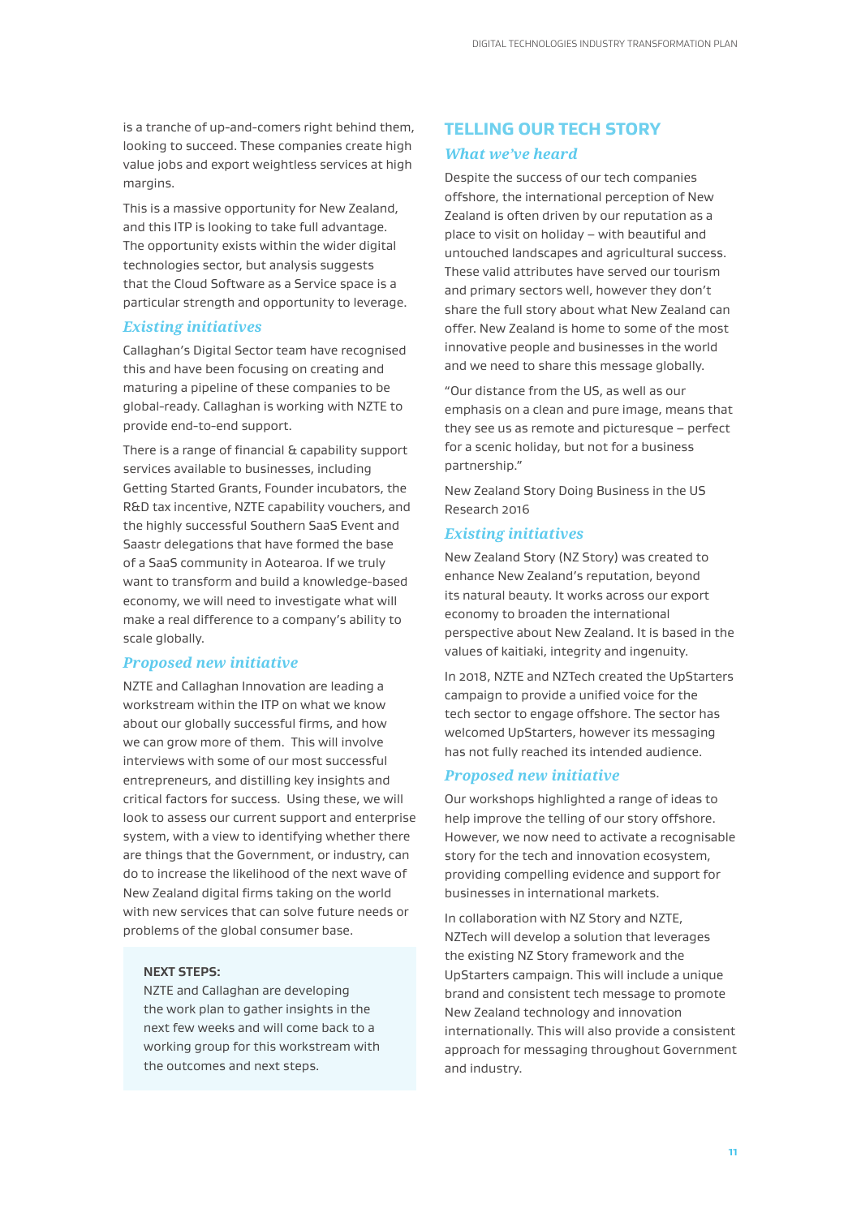is a tranche of up-and-comers right behind them, looking to succeed. These companies create high value jobs and export weightless services at high margins.

This is a massive opportunity for New Zealand, and this ITP is looking to take full advantage. The opportunity exists within the wider digital technologies sector, but analysis suggests that the Cloud Software as a Service space is a particular strength and opportunity to leverage.

### *Existing initiatives*

Callaghan's Digital Sector team have recognised this and have been focusing on creating and maturing a pipeline of these companies to be global-ready. Callaghan is working with NZTE to provide end-to-end support.

There is a range of financial & capability support services available to businesses, including Getting Started Grants, Founder incubators, the R&D tax incentive, NZTE capability vouchers, and the highly successful Southern SaaS Event and Saastr delegations that have formed the base of a SaaS community in Aotearoa. If we truly want to transform and build a knowledge-based economy, we will need to investigate what will make a real difference to a company's ability to scale globally.

### *Proposed new initiative*

NZTE and Callaghan Innovation are leading a workstream within the ITP on what we know about our globally successful firms, and how we can grow more of them. This will involve interviews with some of our most successful entrepreneurs, and distilling key insights and critical factors for success. Using these, we will look to assess our current support and enterprise system, with a view to identifying whether there are things that the Government, or industry, can do to increase the likelihood of the next wave of New Zealand digital firms taking on the world with new services that can solve future needs or problems of the global consumer base.

**NEXT STEPS:**
NZTE and Callaghan are developing the work plan to gather insights in the next few weeks and will come back to a working group for this workstream with the outcomes and next steps.

## TELLING OUR TECH STORY

### *What we've heard*

Despite the success of our tech companies offshore, the international perception of New Zealand is often driven by our reputation as a place to visit on holiday – with beautiful and untouched landscapes and agricultural success. These valid attributes have served our tourism and primary sectors well, however they don't share the full story about what New Zealand can offer. New Zealand is home to some of the most innovative people and businesses in the world and we need to share this message globally.

"Our distance from the US, as well as our emphasis on a clean and pure image, means that they see us as remote and picturesque – perfect for a scenic holiday, but not for a business partnership."

New Zealand Story Doing Business in the US Research 2016

### *Existing initiatives*

New Zealand Story (NZ Story) was created to enhance New Zealand's reputation, beyond its natural beauty. It works across our export economy to broaden the international perspective about New Zealand. It is based in the values of kaitiaki, integrity and ingenuity.

In 2018, NZTE and NZTech created the UpStarters campaign to provide a unified voice for the tech sector to engage offshore. The sector has welcomed UpStarters, however its messaging has not fully reached its intended audience.

### *Proposed new initiative*

Our workshops highlighted a range of ideas to help improve the telling of our story offshore. However, we now need to activate a recognisable story for the tech and innovation ecosystem, providing compelling evidence and support for businesses in international markets.

In collaboration with NZ Story and NZTE, NZTech will develop a solution that leverages the existing NZ Story framework and the UpStarters campaign. This will include a unique brand and consistent tech message to promote New Zealand technology and innovation internationally. This will also provide a consistent approach for messaging throughout Government and industry.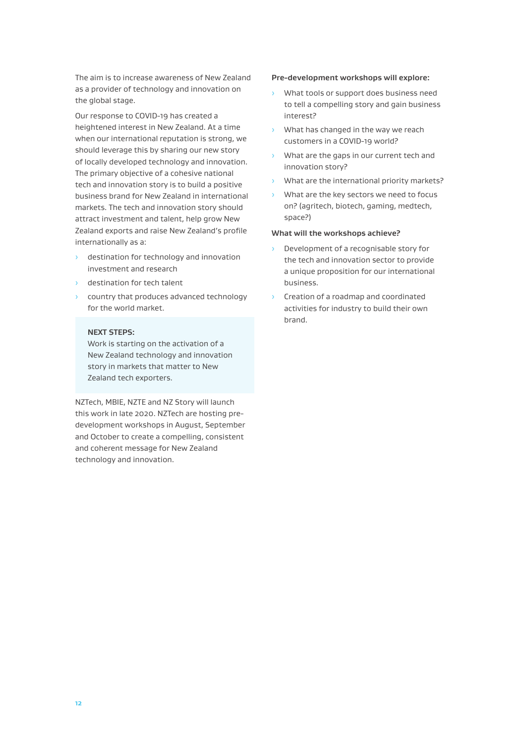The aim is to increase awareness of New Zealand as a provider of technology and innovation on the global stage.

Our response to COVID-19 has created a heightened interest in New Zealand. At a time when our international reputation is strong, we should leverage this by sharing our new story of locally developed technology and innovation. The primary objective of a cohesive national tech and innovation story is to build a positive business brand for New Zealand in international markets. The tech and innovation story should attract investment and talent, help grow New Zealand exports and raise New Zealand's profile internationally as a:

- destination for technology and innovation investment and research
- destination for tech talent
- country that produces advanced technology for the world market.

> **NEXT STEPS:**
> Work is starting on the activation of a New Zealand technology and innovation story in markets that matter to New Zealand tech exporters.

NZTech, MBIE, NZTE and NZ Story will launch this work in late 2020. NZTech are hosting pre-development workshops in August, September and October to create a compelling, consistent and coherent message for New Zealand technology and innovation.

**Pre-development workshops will explore:**

- What tools or support does business need to tell a compelling story and gain business interest?
- What has changed in the way we reach customers in a COVID-19 world?
- What are the gaps in our current tech and innovation story?
- What are the international priority markets?
- What are the key sectors we need to focus on? (agritech, biotech, gaming, medtech, space?)

**What will the workshops achieve?**

- Development of a recognisable story for the tech and innovation sector to provide a unique proposition for our international business.
- Creation of a roadmap and coordinated activities for industry to build their own brand.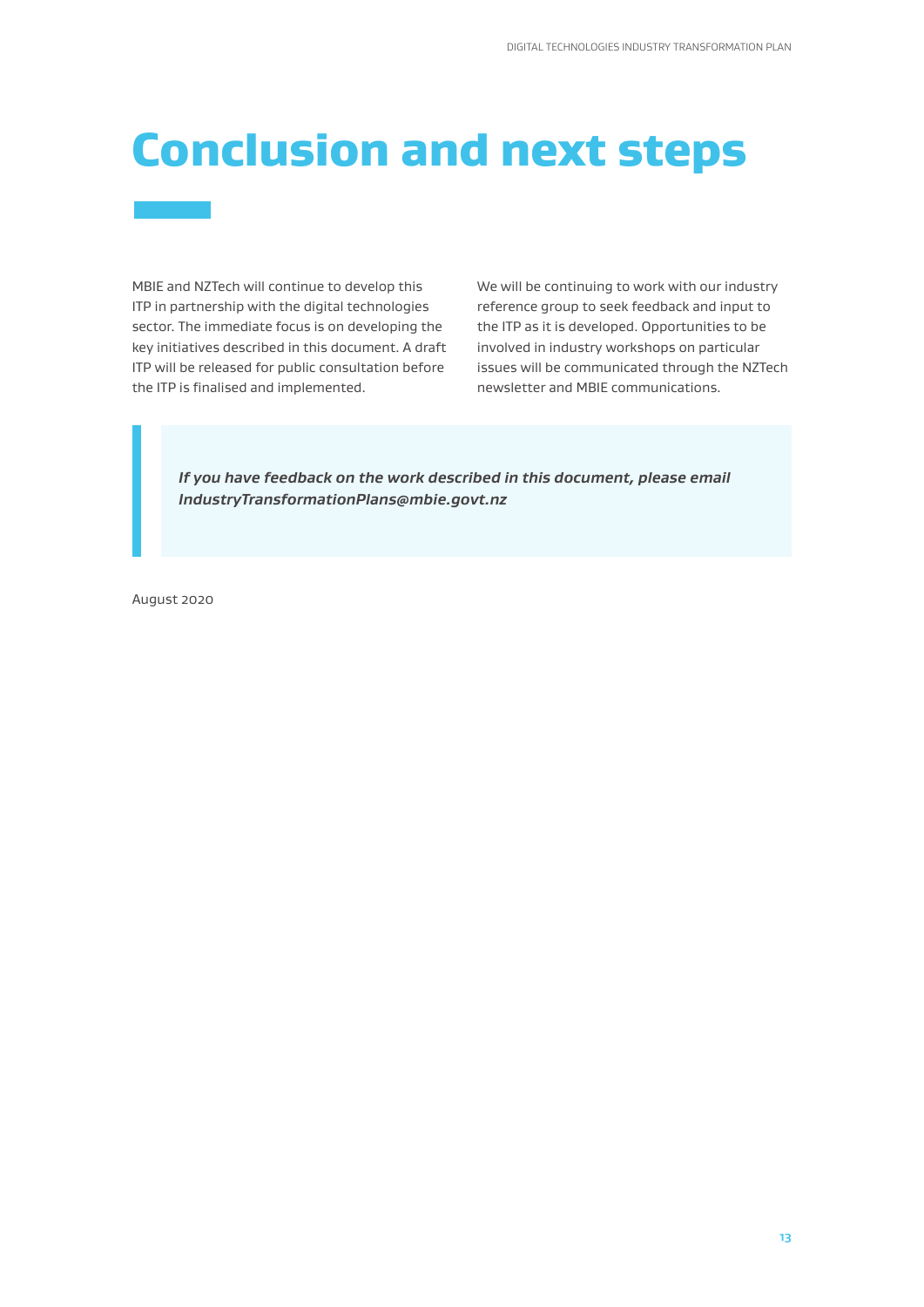# Conclusion and next steps

MBIE and NZTech will continue to develop this ITP in partnership with the digital technologies sector. The immediate focus is on developing the key initiatives described in this document. A draft ITP will be released for public consultation before the ITP is finalised and implemented.

We will be continuing to work with our industry reference group to seek feedback and input to the ITP as it is developed. Opportunities to be involved in industry workshops on particular issues will be communicated through the NZTech newsletter and MBIE communications.

> ***If you have feedback on the work described in this document, please email IndustryTransformationPlans@mbie.govt.nz***

August 2020